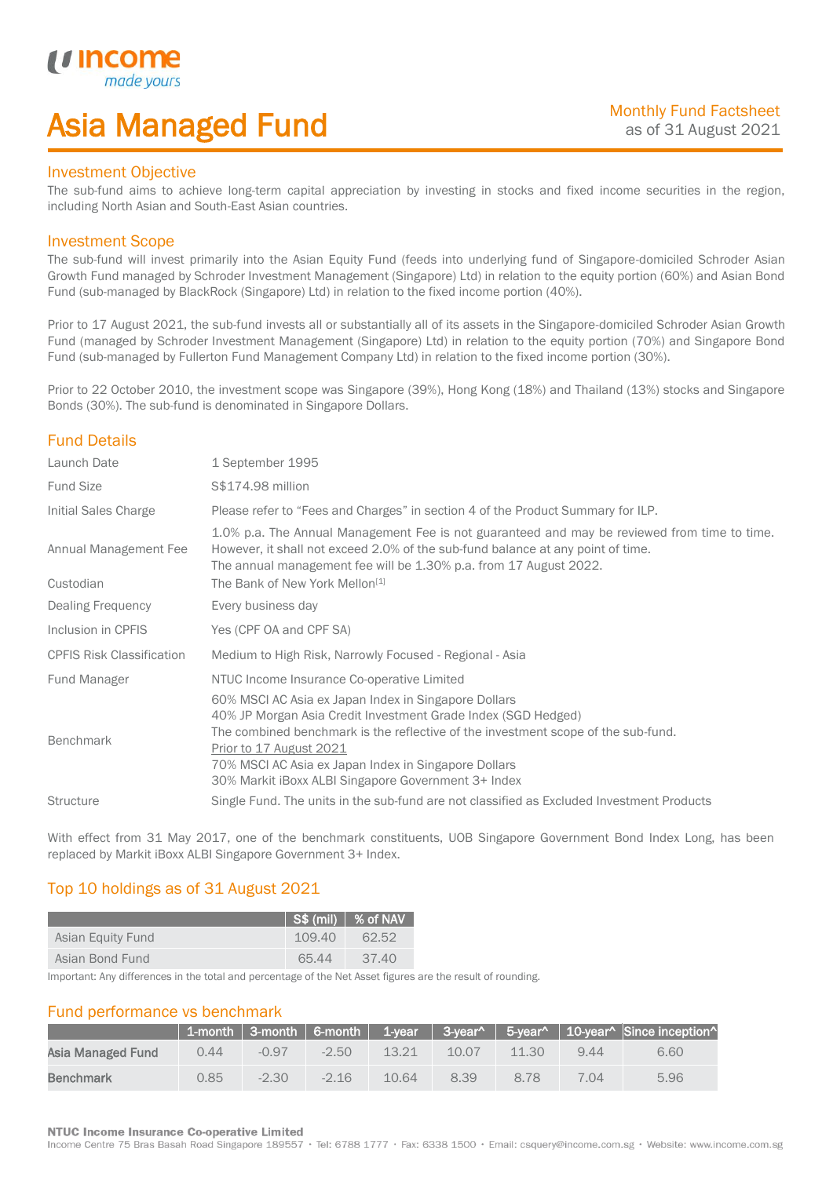# Asia Managed Fund

Monthly Fund Factsheet
as of 31 August 2021

## Investment Objective

The sub-fund aims to achieve long-term capital appreciation by investing in stocks and fixed income securities in the region, including North Asian and South-East Asian countries.

## Investment Scope

The sub-fund will invest primarily into the Asian Equity Fund (feeds into underlying fund of Singapore-domiciled Schroder Asian Growth Fund managed by Schroder Investment Management (Singapore) Ltd) in relation to the equity portion (60%) and Asian Bond Fund (sub-managed by BlackRock (Singapore) Ltd) in relation to the fixed income portion (40%).

Prior to 17 August 2021, the sub-fund invests all or substantially all of its assets in the Singapore-domiciled Schroder Asian Growth Fund (managed by Schroder Investment Management (Singapore) Ltd) in relation to the equity portion (70%) and Singapore Bond Fund (sub-managed by Fullerton Fund Management Company Ltd) in relation to the fixed income portion (30%).

Prior to 22 October 2010, the investment scope was Singapore (39%), Hong Kong (18%) and Thailand (13%) stocks and Singapore Bonds (30%). The sub-fund is denominated in Singapore Dollars.

## Fund Details

| | |
|---|---|
| Launch Date | 1 September 1995 |
| Fund Size | S$174.98 million |
| Initial Sales Charge | Please refer to "Fees and Charges" in section 4 of the Product Summary for ILP. |
| Annual Management Fee | 1.0% p.a. The Annual Management Fee is not guaranteed and may be reviewed from time to time. However, it shall not exceed 2.0% of the sub-fund balance at any point of time. The annual management fee will be 1.30% p.a. from 17 August 2022. |
| Custodian | The Bank of New York Mellon[1] |
| Dealing Frequency | Every business day |
| Inclusion in CPFIS | Yes (CPF OA and CPF SA) |
| CPFIS Risk Classification | Medium to High Risk, Narrowly Focused - Regional - Asia |
| Fund Manager | NTUC Income Insurance Co-operative Limited |
| Benchmark | 60% MSCI AC Asia ex Japan Index in Singapore Dollars<br>40% JP Morgan Asia Credit Investment Grade Index (SGD Hedged)<br>The combined benchmark is the reflective of the investment scope of the sub-fund.<br>Prior to 17 August 2021<br>70% MSCI AC Asia ex Japan Index in Singapore Dollars<br>30% Markit iBoxx ALBI Singapore Government 3+ Index |
| Structure | Single Fund. The units in the sub-fund are not classified as Excluded Investment Products |

With effect from 31 May 2017, one of the benchmark constituents, UOB Singapore Government Bond Index Long, has been replaced by Markit iBoxx ALBI Singapore Government 3+ Index.

## Top 10 holdings as of 31 August 2021

| | S$ (mil) | % of NAV |
|---|---|---|
| Asian Equity Fund | 109.40 | 62.52 |
| Asian Bond Fund | 65.44 | 37.40 |

Important: Any differences in the total and percentage of the Net Asset figures are the result of rounding.

## Fund performance vs benchmark

| | 1-month | 3-month | 6-month | 1-year | 3-year^ | 5-year^ | 10-year^ | Since inception^ |
|---|---|---|---|---|---|---|---|---|
| **Asia Managed Fund** | 0.44 | -0.97 | -2.50 | 13.21 | 10.07 | 11.30 | 9.44 | 6.60 |
| **Benchmark** | 0.85 | -2.30 | -2.16 | 10.64 | 8.39 | 8.78 | 7.04 | 5.96 |

**NTUC Income Insurance Co-operative Limited**
Income Centre 75 Bras Basah Road Singapore 189557 • Tel: 6788 1777 • Fax: 6338 1500 • Email: csquery@income.com.sg • Website: www.income.com.sg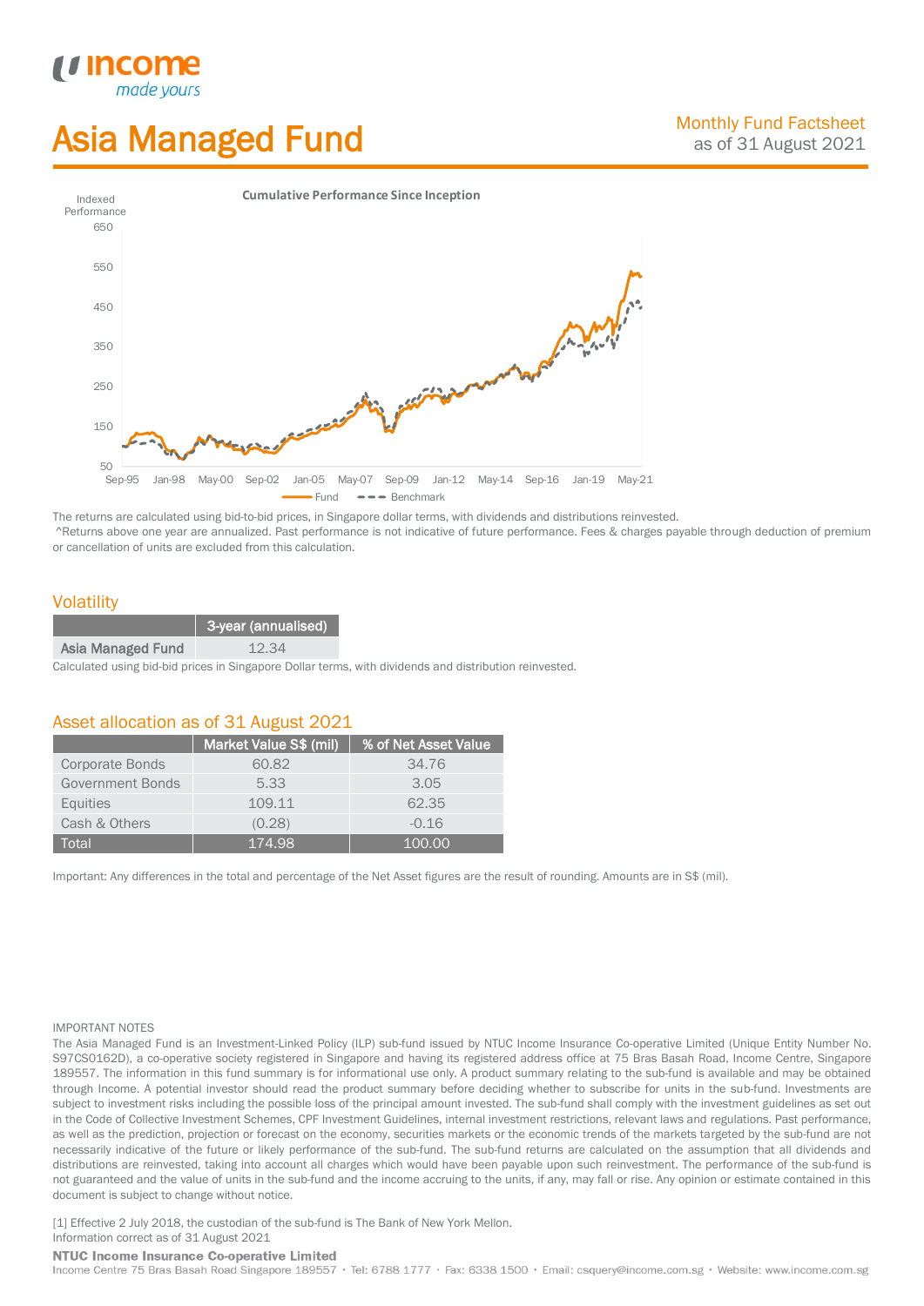# Asia Managed Fund

Monthly Fund Factsheet
as of 31 August 2021

Cumulative Performance Since Inception

Indexed Performance

650
550
450
350
250
150
50

Sep-95 Jan-98 May-00 Sep-02 Jan-05 May-07 Sep-09 Jan-12 May-14 Sep-16 Jan-19 May-21

Fund — Benchmark

The returns are calculated using bid-to-bid prices, in Singapore dollar terms, with dividends and distributions reinvested.
^Returns above one year are annualized. Past performance is not indicative of future performance. Fees & charges payable through deduction of premium or cancellation of units are excluded from this calculation.

## Volatility

| | 3-year (annualised) |
|---|---|
| Asia Managed Fund | 12.34 |

Calculated using bid-bid prices in Singapore Dollar terms, with dividends and distribution reinvested.

## Asset allocation as of 31 August 2021

| | Market Value S$ (mil) | % of Net Asset Value |
|---|---|---|
| Corporate Bonds | 60.82 | 34.76 |
| Government Bonds | 5.33 | 3.05 |
| Equities | 109.11 | 62.35 |
| Cash & Others | (0.28) | -0.16 |
| Total | 174.98 | 100.00 |

Important: Any differences in the total and percentage of the Net Asset figures are the result of rounding. Amounts are in S$ (mil).

IMPORTANT NOTES

The Asia Managed Fund is an Investment-Linked Policy (ILP) sub-fund issued by NTUC Income Insurance Co-operative Limited (Unique Entity Number No. S97CS0162D), a co-operative society registered in Singapore and having its registered address office at 75 Bras Basah Road, Income Centre, Singapore 189557. The information in this fund summary is for informational use only. A product summary relating to the sub-fund is available and may be obtained through Income. A potential investor should read the product summary before deciding whether to subscribe for units in the sub-fund. Investments are subject to investment risks including the possible loss of the principal amount invested. The sub-fund shall comply with the investment guidelines as set out in the Code of Collective Investment Schemes, CPF Investment Guidelines, internal investment restrictions, relevant laws and regulations. Past performance, as well as the prediction, projection or forecast on the economy, securities markets or the economic trends of the markets targeted by the sub-fund are not necessarily indicative of the future or likely performance of the sub-fund. The sub-fund returns are calculated on the assumption that all dividends and distributions are reinvested, taking into account all charges which would have been payable upon such reinvestment. The performance of the sub-fund is not guaranteed and the value of units in the sub-fund and the income accruing to the units, if any, may fall or rise. Any opinion or estimate contained in this document is subject to change without notice.

[1] Effective 2 July 2018, the custodian of the sub-fund is The Bank of New York Mellon.
Information correct as of 31 August 2021

**NTUC Income Insurance Co-operative Limited**
Income Centre 75 Bras Basah Road Singapore 189557 · Tel: 6788 1777 · Fax: 6338 1500 · Email: csquery@income.com.sg · Website: www.income.com.sg